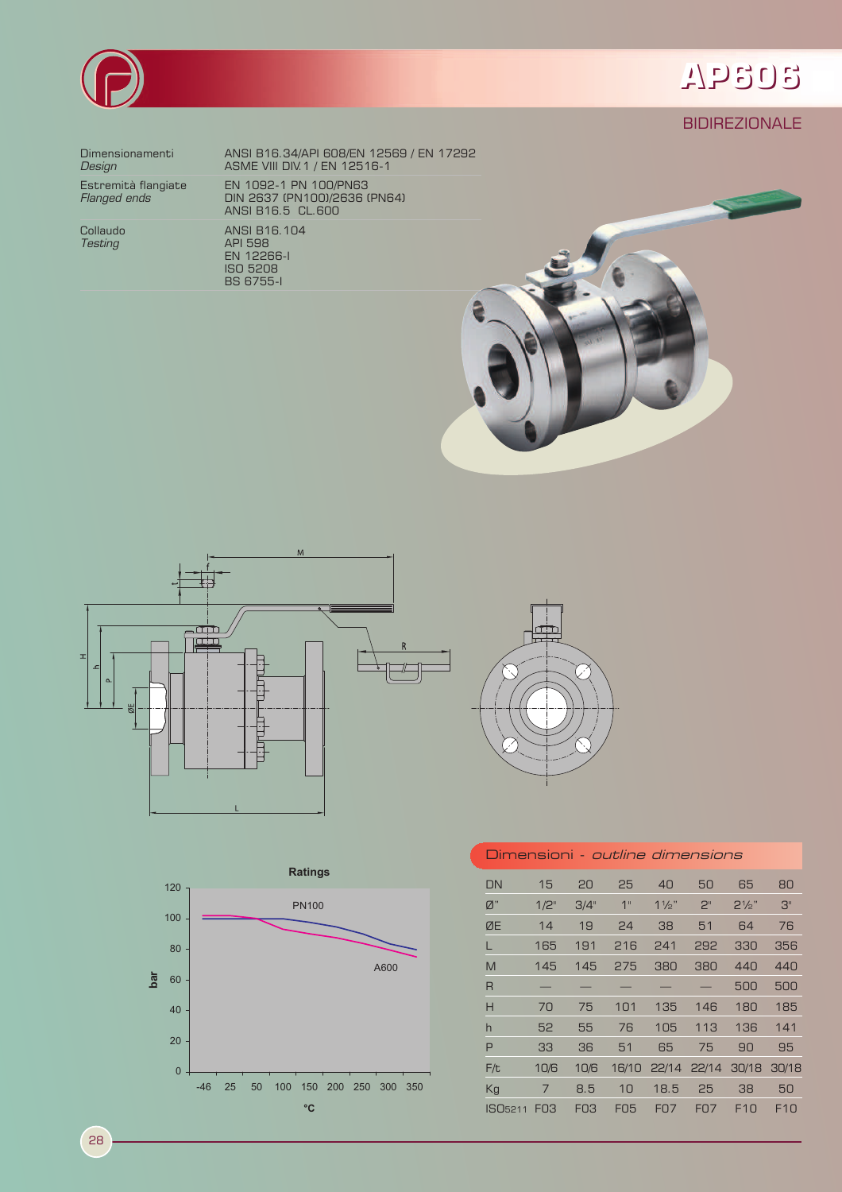# AP606

## BIDIREZIONALE

| | |
|---|---|
| Dimensionamenti *Design* | ANSI B16.34/API 608/EN 12569 / EN 17292 ASME VIII DIV.1 / EN 12516-1 |
| Estremità flangiate *Flanged ends* | EN 1092-1 PN 100/PN63 DIN 2637 (PN100)/2636 (PN64) ANSI B16.5 CL.600 |
| Collaudo *Testing* | ANSI B16.104 API 598 EN 12266-I ISO 5208 BS 6755-I |

**Ratings**

PN100

A600

bar

°C

## Dimensioni - *outline dimensions*

| DN | 15 | 20 | 25 | 40 | 50 | 65 | 80 |
|---|---|---|---|---|---|---|---|
| Ø" | 1/2" | 3/4" | 1" | 1½" | 2" | 2½" | 3" |
| ØE | 14 | 19 | 24 | 38 | 51 | 64 | 76 |
| L | 165 | 191 | 216 | 241 | 292 | 330 | 356 |
| M | 145 | 145 | 275 | 380 | 380 | 440 | 440 |
| R | — | — | — | — | — | 500 | 500 |
| H | 70 | 75 | 101 | 135 | 146 | 180 | 185 |
| h | 52 | 55 | 76 | 105 | 113 | 136 | 141 |
| P | 33 | 36 | 51 | 65 | 75 | 90 | 95 |
| F/t | 10/6 | 10/6 | 16/10 | 22/14 | 22/14 | 30/18 | 30/18 |
| Kg | 7 | 8.5 | 10 | 18.5 | 25 | 38 | 50 |
| ISO5211 | F03 | F03 | F05 | F07 | F07 | F10 | F10 |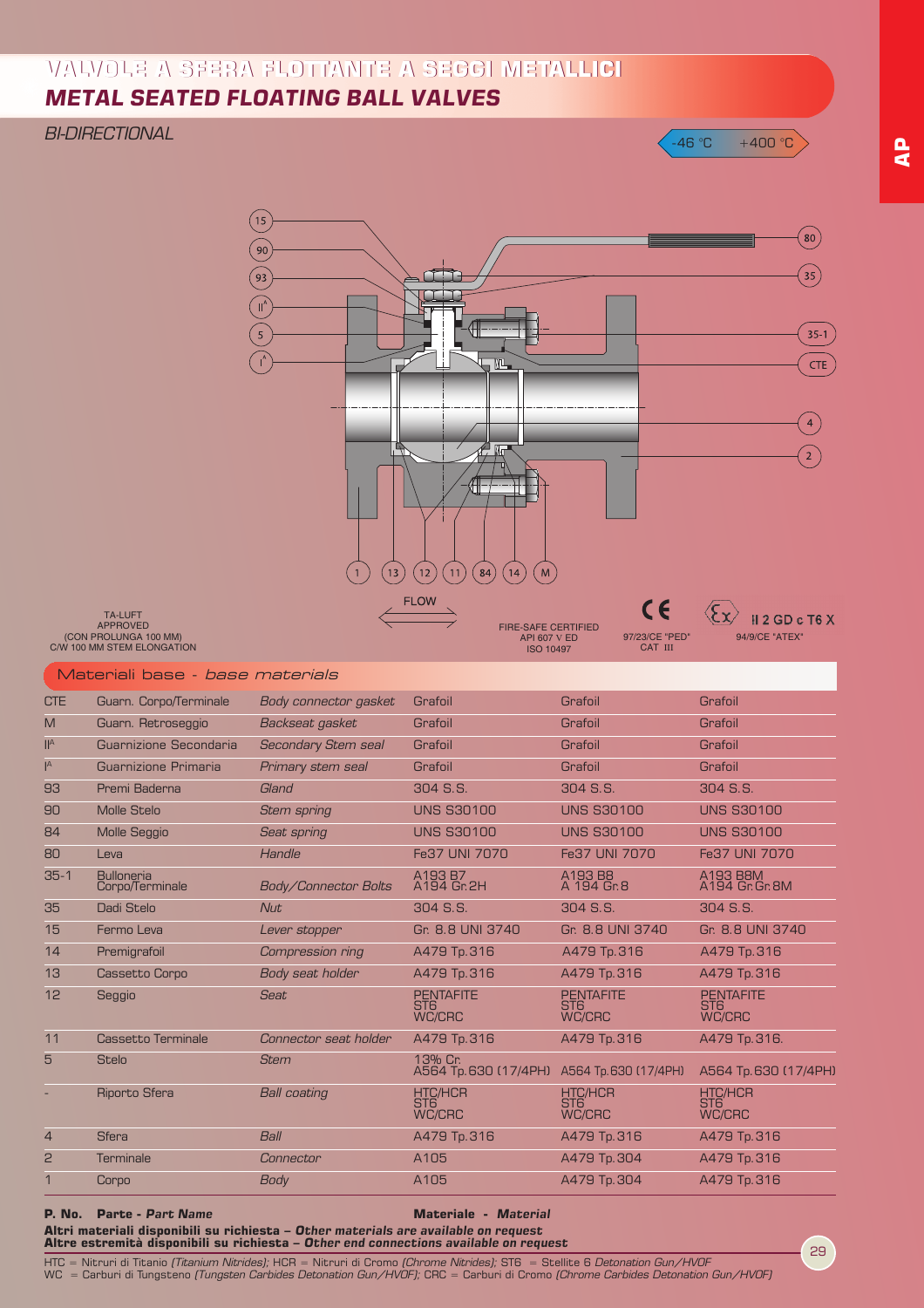# VALVOLE A SFERA FLOTTANTE A SEGGI METALLICI

## METAL SEATED FLOATING BALL VALVES

*BI-DIRECTIONAL*

-46 °C +400 °C

AP

15
90
93
IIA
5
IA
80
35
35-1
CTE
4
2
1
13
12
11
84
14
M

FLOW

TA-LUFT APPROVED (CON PROLUNGA 100 MM) C/W 100 MM STEM ELONGATION

FIRE-SAFE CERTIFIED API 607 V ED ISO 10497

97/23/CE "PED" CAT III

II 2 GD c T6 X
94/9/CE "ATEX"

### Materiali base - *base materials*

| P. No. | Parte - *Part Name* | | Materiale - *Material* | | |
|---|---|---|---|---|---|
| CTE | Guarn. Corpo/Terminale | *Body connector gasket* | Grafoil | Grafoil | Grafoil |
| M | Guarn. Retroseggio | *Backseat gasket* | Grafoil | Grafoil | Grafoil |
| IIA | Guarnizione Secondaria | *Secondary Stem seal* | Grafoil | Grafoil | Grafoil |
| IA | Guarnizione Primaria | *Primary stem seal* | Grafoil | Grafoil | Grafoil |
| 93 | Premi Baderna | *Gland* | 304 S.S. | 304 S.S. | 304 S.S. |
| 90 | Molle Stelo | *Stem spring* | UNS S30100 | UNS S30100 | UNS S30100 |
| 84 | Molle Seggio | *Seat spring* | UNS S30100 | UNS S30100 | UNS S30100 |
| 80 | Leva | *Handle* | Fe37 UNI 7070 | Fe37 UNI 7070 | Fe37 UNI 7070 |
| 35-1 | Bulloneria Corpo/Terminale | *Body/Connector Bolts* | A193 B7 A194 Gr.2H | A193 B8 A 194 Gr.8 | A193 B8M A194 Gr.Gr.8M |
| 35 | Dadi Stelo | *Nut* | 304 S.S. | 304 S.S. | 304 S.S. |
| 15 | Fermo Leva | *Lever stopper* | Gr. 8.8 UNI 3740 | Gr. 8.8 UNI 3740 | Gr. 8.8 UNI 3740 |
| 14 | Premigrafoil | *Compression ring* | A479 Tp.316 | A479 Tp.316 | A479 Tp.316 |
| 13 | Cassetto Corpo | *Body seat holder* | A479 Tp.316 | A479 Tp.316 | A479 Tp.316 |
| 12 | Seggio | *Seat* | PENTAFITE ST6 WC/CRC | PENTAFITE ST6 WC/CRC | PENTAFITE ST6 WC/CRC |
| 11 | Cassetto Terminale | *Connector seat holder* | A479 Tp.316 | A479 Tp.316 | A479 Tp.316. |
| 5 | Stelo | *Stem* | 13% Cr. A564 Tp.630 (17/4PH) | A564 Tp.630 (17/4PH) | A564 Tp.630 (17/4PH) |
| - | Riporto Sfera | *Ball coating* | HTC/HCR ST6 WC/CRC | HTC/HCR ST6 WC/CRC | HTC/HCR ST6 WC/CRC |
| 4 | Sfera | *Ball* | A479 Tp.316 | A479 Tp.316 | A479 Tp.316 |
| 2 | Terminale | *Connector* | A105 | A479 Tp.304 | A479 Tp.316 |
| 1 | Corpo | *Body* | A105 | A479 Tp.304 | A479 Tp.316 |

**Altri materiali disponibili su richiesta – *Other materials are available on request***
**Altre estremità disponibili su richiesta – *Other end connections available on request***

HTC = Nitruri di Titanio *(Titanium Nitrides)*; HCR = Nitruri di Cromo *(Chrome Nitrides)*; ST6 = Stellite 6 *Detonation Gun/HVOF*
WC = Carburi di Tungsteno *(Tungsten Carbides Detonation Gun/HVOF)*; CRC = Carburi di Cromo *(Chrome Carbides Detonation Gun/HVOF)*